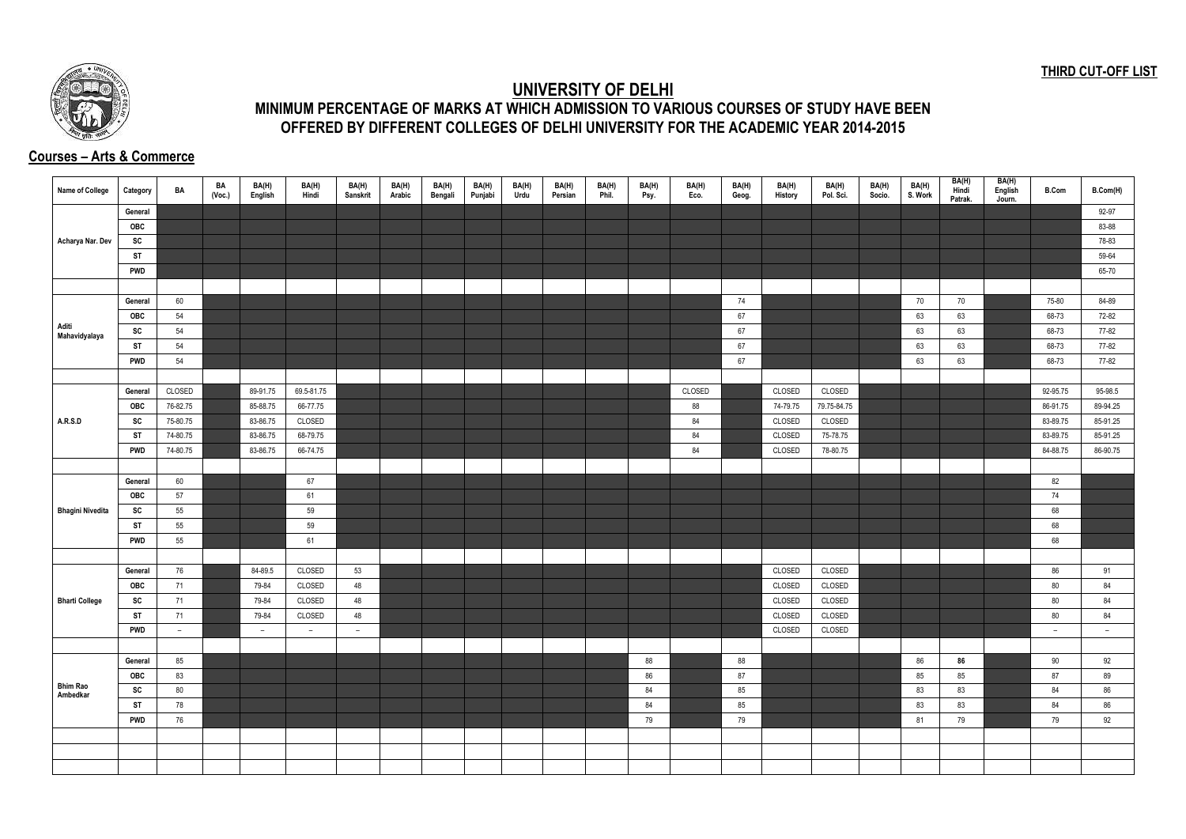**THIRD CUT-OFF LIST**

# UNIVERSITY OF DELHI

## MINIMUM PERCENTAGE OF MARKS AT WHICH ADMISSION TO VARIOUS COURSES OF STUDY HAVE BEEN OFFERED BY DIFFERENT COLLEGES OF DELHI UNIVERSITY FOR THE ACADEMIC YEAR 2014-2015

### Courses – Arts & Commerce

| Name of College | Category | BA | BA (Voc.) | BA(H) English | BA(H) Hindi | BA(H) Sanskrit | BA(H) Arabic | BA(H) Bengali | BA(H) Punjabi | BA(H) Urdu | BA(H) Persian | BA(H) Phil. | BA(H) Psy. | BA(H) Eco. | BA(H) Geog. | BA(H) History | BA(H) Pol. Sci. | BA(H) Socio. | BA(H) S. Work | BA(H) Hindi Patrak. | BA(H) English Journ. | B.Com | B.Com(H) |
|---|---|---|---|---|---|---|---|---|---|---|---|---|---|---|---|---|---|---|---|---|---|---|---|
| Acharya Nar. Dev | General | | | | | | | | | | | | | | | | | | | | | | 92-97 |
| | OBC | | | | | | | | | | | | | | | | | | | | | | 83-88 |
| | SC | | | | | | | | | | | | | | | | | | | | | | 78-83 |
| | ST | | | | | | | | | | | | | | | | | | | | | | 59-64 |
| | PWD | | | | | | | | | | | | | | | | | | | | | | 65-70 |
| Aditi Mahavidyalaya | General | 60 | | | | | | | | | | | | | 74 | | | | 70 | 70 | | 75-80 | 84-89 |
| | OBC | 54 | | | | | | | | | | | | | 67 | | | | 63 | 63 | | 68-73 | 72-82 |
| | SC | 54 | | | | | | | | | | | | | 67 | | | | 63 | 63 | | 68-73 | 77-82 |
| | ST | 54 | | | | | | | | | | | | | 67 | | | | 63 | 63 | | 68-73 | 77-82 |
| | PWD | 54 | | | | | | | | | | | | | 67 | | | | 63 | 63 | | 68-73 | 77-82 |
| A.R.S.D | General | CLOSED | | 89-91.75 | 69.5-81.75 | | | | | | | | | CLOSED | | CLOSED | CLOSED | | | | | 92-95.75 | 95-98.5 |
| | OBC | 76-82.75 | | 85-88.75 | 66-77.75 | | | | | | | | | 88 | | 74-79.75 | 79.75-84.75 | | | | | 86-91.75 | 89-94.25 |
| | SC | 75-80.75 | | 83-86.75 | CLOSED | | | | | | | | | 84 | | CLOSED | CLOSED | | | | | 83-89.75 | 85-91.25 |
| | ST | 74-80.75 | | 83-86.75 | 68-79.75 | | | | | | | | | 84 | | CLOSED | 75-78.75 | | | | | 83-89.75 | 85-91.25 |
| | PWD | 74-80.75 | | 83-86.75 | 66-74.75 | | | | | | | | | 84 | | CLOSED | 78-80.75 | | | | | 84-88.75 | 86-90.75 |
| Bhagini Nivedita | General | 60 | | | 67 | | | | | | | | | | | | | | | | | 82 | |
| | OBC | 57 | | | 61 | | | | | | | | | | | | | | | | | 74 | |
| | SC | 55 | | | 59 | | | | | | | | | | | | | | | | | 68 | |
| | ST | 55 | | | 59 | | | | | | | | | | | | | | | | | 68 | |
| | PWD | 55 | | | 61 | | | | | | | | | | | | | | | | | 68 | |
| Bharti College | General | 76 | | 84-89.5 | CLOSED | 53 | | | | | | | | | | CLOSED | CLOSED | | | | | 86 | 91 |
| | OBC | 71 | | 79-84 | CLOSED | 48 | | | | | | | | | | CLOSED | CLOSED | | | | | 80 | 84 |
| | SC | 71 | | 79-84 | CLOSED | 48 | | | | | | | | | | CLOSED | CLOSED | | | | | 80 | 84 |
| | ST | 71 | | 79-84 | CLOSED | 48 | | | | | | | | | | CLOSED | CLOSED | | | | | 80 | 84 |
| | PWD | – | | – | – | – | | | | | | | | | | CLOSED | CLOSED | | | | | – | – |
| Bhim Rao Ambedkar | General | 85 | | | | | | | | | | | 88 | | 88 | | | | 86 | **86** | | 90 | 92 |
| | OBC | 83 | | | | | | | | | | | 86 | | 87 | | | | 85 | 85 | | 87 | 89 |
| | SC | 80 | | | | | | | | | | | 84 | | 85 | | | | 83 | 83 | | 84 | 86 |
| | ST | 78 | | | | | | | | | | | 84 | | 85 | | | | 83 | 83 | | 84 | 86 |
| | PWD | 76 | | | | | | | | | | | 79 | | 79 | | | | 81 | 79 | | 79 | 92 |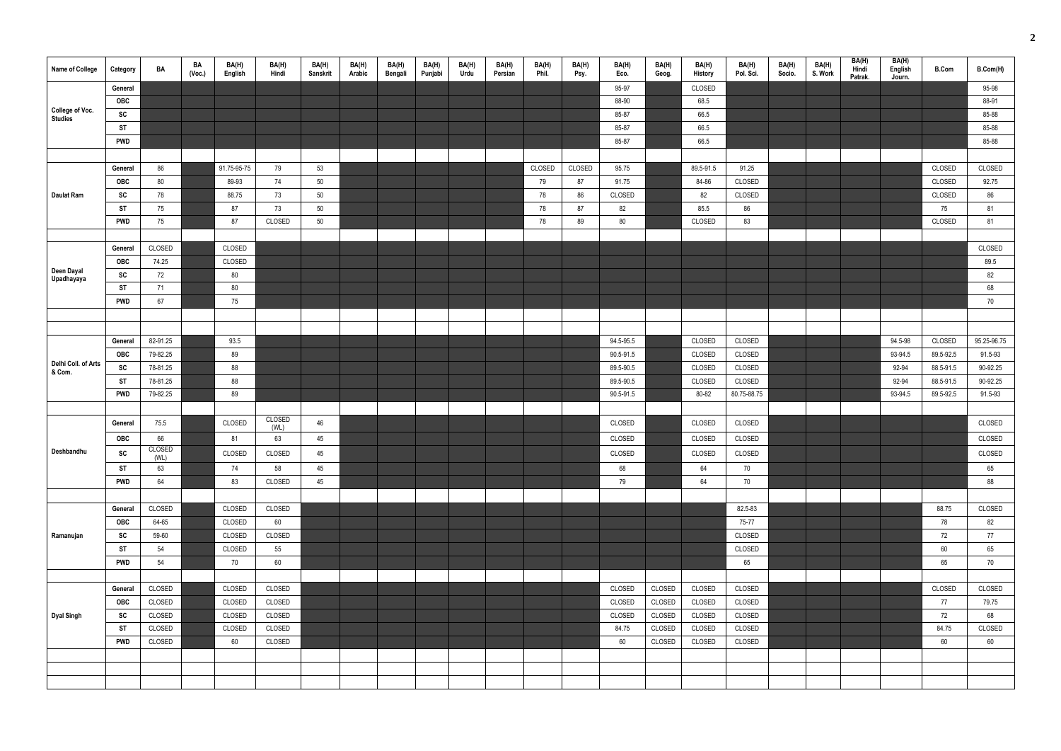| Name of College | Category | BA | BA (Voc.) | BA(H) English | BA(H) Hindi | BA(H) Sanskrit | BA(H) Arabic | BA(H) Bengali | BA(H) Punjabi | BA(H) Urdu | BA(H) Persian | BA(H) Phil. | BA(H) Psy. | BA(H) Eco. | BA(H) Geog. | BA(H) History | BA(H) Pol. Sci. | BA(H) Socio. | BA(H) S. Work | BA(H) Hindi Patrak. | BA(H) English Journ. | B.Com | B.Com(H) |
|---|---|---|---|---|---|---|---|---|---|---|---|---|---|---|---|---|---|---|---|---|---|---|---|
| College of Voc. Studies | General | | | | | | | | | | | | | 95-97 | | CLOSED | | | | | | | 95-98 |
| | OBC | | | | | | | | | | | | | 88-90 | | 68.5 | | | | | | | 88-91 |
| | SC | | | | | | | | | | | | | 85-87 | | 66.5 | | | | | | | 85-88 |
| | ST | | | | | | | | | | | | | 85-87 | | 66.5 | | | | | | | 85-88 |
| | PWD | | | | | | | | | | | | | 85-87 | | 66.5 | | | | | | | 85-88 |
| | | | | | | | | | | | | | | | | | | | | | | | |
| Daulat Ram | General | 86 | | 91.75-95-75 | 79 | 53 | | | | | | CLOSED | CLOSED | 95.75 | | 89.5-91.5 | 91.25 | | | | | CLOSED | CLOSED |
| | OBC | 80 | | 89-93 | 74 | 50 | | | | | | 79 | 87 | 91.75 | | 84-86 | CLOSED | | | | | CLOSED | 92.75 |
| | SC | 78 | | 88.75 | 73 | 50 | | | | | | 78 | 86 | CLOSED | | 82 | CLOSED | | | | | CLOSED | 86 |
| | ST | 75 | | 87 | 73 | 50 | | | | | | 78 | 87 | 82 | | 85.5 | 86 | | | | | 75 | 81 |
| | PWD | 75 | | 87 | CLOSED | 50 | | | | | | 78 | 89 | 80 | | CLOSED | 83 | | | | | CLOSED | 81 |
| | | | | | | | | | | | | | | | | | | | | | | | |
| Deen Dayal Upadhayaya | General | CLOSED | | CLOSED | | | | | | | | | | | | | | | | | | | CLOSED |
| | OBC | 74.25 | | CLOSED | | | | | | | | | | | | | | | | | | | 89.5 |
| | SC | 72 | | 80 | | | | | | | | | | | | | | | | | | | 82 |
| | ST | 71 | | 80 | | | | | | | | | | | | | | | | | | | 68 |
| | PWD | 67 | | 75 | | | | | | | | | | | | | | | | | | | 70 |
| | | | | | | | | | | | | | | | | | | | | | | | |
| | | | | | | | | | | | | | | | | | | | | | | | |
| Delhi Coll. of Arts & Com. | General | 82-91.25 | | 93.5 | | | | | | | | | | 94.5-95.5 | | CLOSED | CLOSED | | | | 94.5-98 | CLOSED | 95.25-96.75 |
| | OBC | 79-82.25 | | 89 | | | | | | | | | | 90.5-91.5 | | CLOSED | CLOSED | | | | 93-94.5 | 89.5-92.5 | 91.5-93 |
| | SC | 78-81.25 | | 88 | | | | | | | | | | 89.5-90.5 | | CLOSED | CLOSED | | | | 92-94 | 88.5-91.5 | 90-92.25 |
| | ST | 78-81.25 | | 88 | | | | | | | | | | 89.5-90.5 | | CLOSED | CLOSED | | | | 92-94 | 88.5-91.5 | 90-92.25 |
| | PWD | 79-82.25 | | 89 | | | | | | | | | | 90.5-91.5 | | 80-82 | 80.75-88.75 | | | | 93-94.5 | 89.5-92.5 | 91.5-93 |
| | | | | | | | | | | | | | | | | | | | | | | | |
| Deshbandhu | General | 75.5 | | CLOSED | CLOSED (WL) | 46 | | | | | | | | CLOSED | | CLOSED | CLOSED | | | | | | CLOSED |
| | OBC | 66 | | 81 | 63 | 45 | | | | | | | | CLOSED | | CLOSED | CLOSED | | | | | | CLOSED |
| | SC | CLOSED (WL) | | CLOSED | CLOSED | 45 | | | | | | | | CLOSED | | CLOSED | CLOSED | | | | | | CLOSED |
| | ST | 63 | | 74 | 58 | 45 | | | | | | | | 68 | | 64 | 70 | | | | | | 65 |
| | PWD | 64 | | 83 | CLOSED | 45 | | | | | | | | 79 | | 64 | 70 | | | | | | 88 |
| | | | | | | | | | | | | | | | | | | | | | | | |
| Ramanujan | General | CLOSED | | CLOSED | CLOSED | | | | | | | | | | | | 82.5-83 | | | | | 88.75 | CLOSED |
| | OBC | 64-65 | | CLOSED | 60 | | | | | | | | | | | | 75-77 | | | | | 78 | 82 |
| | SC | 59-60 | | CLOSED | CLOSED | | | | | | | | | | | | CLOSED | | | | | 72 | 77 |
| | ST | 54 | | CLOSED | 55 | | | | | | | | | | | | CLOSED | | | | | 60 | 65 |
| | PWD | 54 | | 70 | 60 | | | | | | | | | | | | 65 | | | | | 65 | 70 |
| | | | | | | | | | | | | | | | | | | | | | | | |
| Dyal Singh | General | CLOSED | | CLOSED | CLOSED | | | | | | | | | CLOSED | CLOSED | CLOSED | CLOSED | | | | | CLOSED | CLOSED |
| | OBC | CLOSED | | CLOSED | CLOSED | | | | | | | | | CLOSED | CLOSED | CLOSED | CLOSED | | | | | 77 | 79.75 |
| | SC | CLOSED | | CLOSED | CLOSED | | | | | | | | | CLOSED | CLOSED | CLOSED | CLOSED | | | | | 72 | 68 |
| | ST | CLOSED | | CLOSED | CLOSED | | | | | | | | | 84.75 | CLOSED | CLOSED | CLOSED | | | | | 84.75 | CLOSED |
| | PWD | CLOSED | | 60 | CLOSED | | | | | | | | | 60 | CLOSED | CLOSED | CLOSED | | | | | 60 | 60 |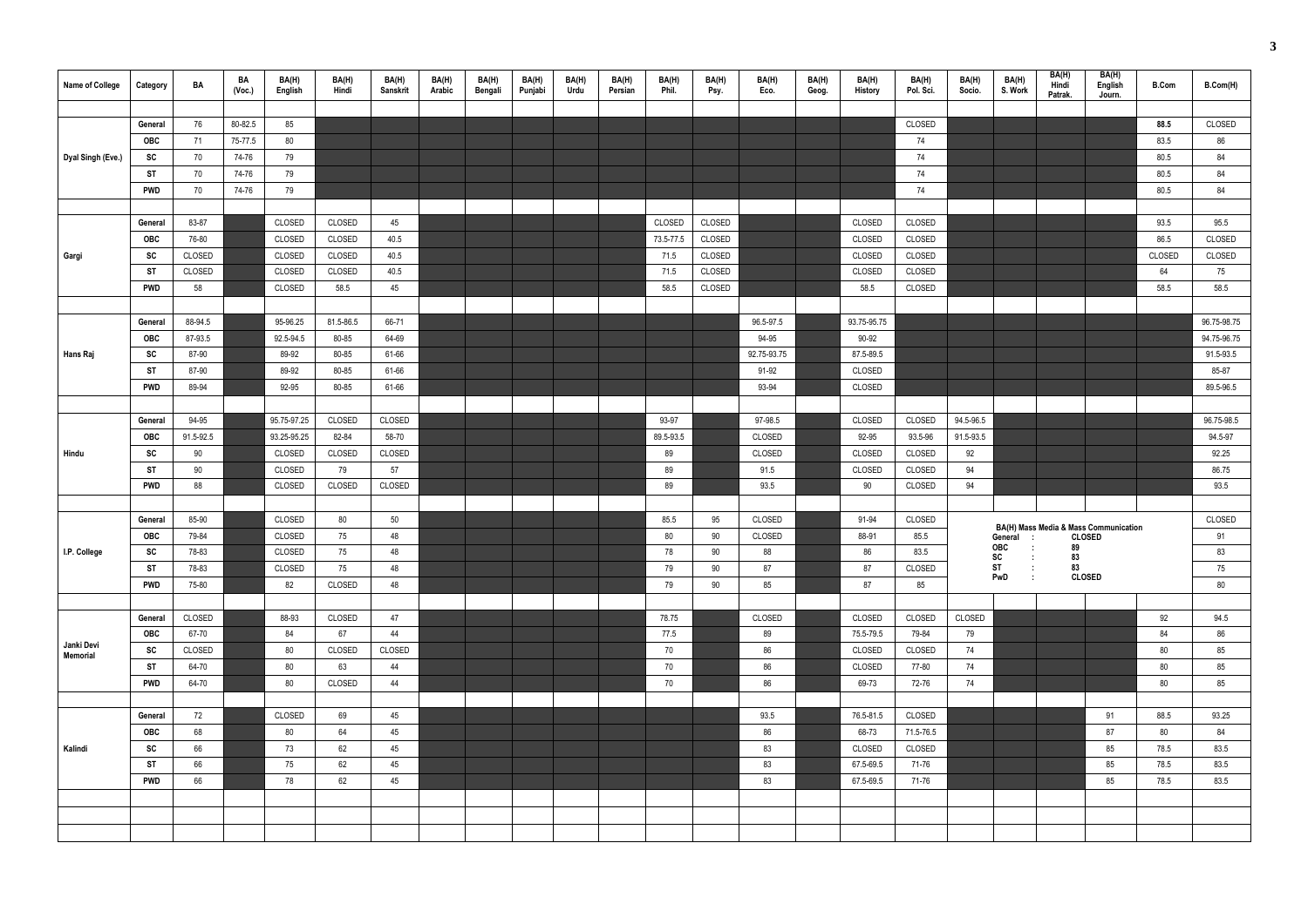| Name of College | Category | BA | BA (Voc.) | BA(H) English | BA(H) Hindi | BA(H) Sanskrit | BA(H) Arabic | BA(H) Bengali | BA(H) Punjabi | BA(H) Urdu | BA(H) Persian | BA(H) Phil. | BA(H) Psy. | BA(H) Eco. | BA(H) Geog. | BA(H) History | BA(H) Pol. Sci. | BA(H) Socio. | BA(H) S. Work | BA(H) Hindi Patrak. | BA(H) English Journ. | B.Com | B.Com(H) |
|---|---|---|---|---|---|---|---|---|---|---|---|---|---|---|---|---|---|---|---|---|---|---|---|
| Dyal Singh (Eve.) | General | 76 | 80-82.5 | 85 | | | | | | | | | | | | | CLOSED | | | | | 88.5 | CLOSED |
| | OBC | 71 | 75-77.5 | 80 | | | | | | | | | | | | | 74 | | | | | 83.5 | 86 |
| | SC | 70 | 74-76 | 79 | | | | | | | | | | | | | 74 | | | | | 80.5 | 84 |
| | ST | 70 | 74-76 | 79 | | | | | | | | | | | | | 74 | | | | | 80.5 | 84 |
| | PWD | 70 | 74-76 | 79 | | | | | | | | | | | | | 74 | | | | | 80.5 | 84 |
| Gargi | General | 83-87 | | CLOSED | CLOSED | 45 | | | | | | CLOSED | CLOSED | | | CLOSED | CLOSED | | | | | 93.5 | 95.5 |
| | OBC | 76-80 | | CLOSED | CLOSED | 40.5 | | | | | | 73.5-77.5 | CLOSED | | | CLOSED | CLOSED | | | | | 86.5 | CLOSED |
| | SC | CLOSED | | CLOSED | CLOSED | 40.5 | | | | | | 71.5 | CLOSED | | | CLOSED | CLOSED | | | | | CLOSED | CLOSED |
| | ST | CLOSED | | CLOSED | CLOSED | 40.5 | | | | | | 71.5 | CLOSED | | | CLOSED | CLOSED | | | | | 64 | 75 |
| | PWD | 58 | | CLOSED | 58.5 | 45 | | | | | | 58.5 | CLOSED | | | 58.5 | CLOSED | | | | | 58.5 | 58.5 |
| Hans Raj | General | 88-94.5 | | 95-96.25 | 81.5-86.5 | 66-71 | | | | | | | | 96.5-97.5 | | 93.75-95.75 | | | | | | | 96.75-98.75 |
| | OBC | 87-93.5 | | 92.5-94.5 | 80-85 | 64-69 | | | | | | | | 94-95 | | 90-92 | | | | | | | 94.75-96.75 |
| | SC | 87-90 | | 89-92 | 80-85 | 61-66 | | | | | | | | 92.75-93.75 | | 87.5-89.5 | | | | | | | 91.5-93.5 |
| | ST | 87-90 | | 89-92 | 80-85 | 61-66 | | | | | | | | 91-92 | | CLOSED | | | | | | | 85-87 |
| | PWD | 89-94 | | 92-95 | 80-85 | 61-66 | | | | | | | | 93-94 | | CLOSED | | | | | | | 89.5-96.5 |
| Hindu | General | 94-95 | | 95.75-97.25 | CLOSED | CLOSED | | | | | | 93-97 | | 97-98.5 | | CLOSED | CLOSED | 94.5-96.5 | | | | | 96.75-98.5 |
| | OBC | 91.5-92.5 | | 93.25-95.25 | 82-84 | 58-70 | | | | | | 89.5-93.5 | | CLOSED | | 92-95 | 93.5-96 | 91.5-93.5 | | | | | 94.5-97 |
| | SC | 90 | | CLOSED | CLOSED | CLOSED | | | | | | 89 | | CLOSED | | CLOSED | CLOSED | 92 | | | | | 92.25 |
| | ST | 90 | | CLOSED | 79 | 57 | | | | | | 89 | | 91.5 | | CLOSED | CLOSED | 94 | | | | | 86.75 |
| | PWD | 88 | | CLOSED | CLOSED | CLOSED | | | | | | 89 | | 93.5 | | 90 | CLOSED | 94 | | | | | 93.5 |
| I.P. College | General | 85-90 | | CLOSED | 80 | 50 | | | | | | 85.5 | 95 | CLOSED | | 91-94 | CLOSED | BA(H) Mass Media & Mass Communication: CLOSED | | | | | CLOSED |
| | OBC | 79-84 | | CLOSED | 75 | 48 | | | | | | 80 | 90 | CLOSED | | 88-91 | 85.5 | BA(H) Mass Media & Mass Communication: 89 | | | | | 91 |
| | SC | 78-83 | | CLOSED | 75 | 48 | | | | | | 78 | 90 | 88 | | 86 | 83.5 | BA(H) Mass Media & Mass Communication: 83 | | | | | 83 |
| | ST | 78-83 | | CLOSED | 75 | 48 | | | | | | 79 | 90 | 87 | | 87 | CLOSED | BA(H) Mass Media & Mass Communication: 83 | | | | | 75 |
| | PWD | 75-80 | | 82 | CLOSED | 48 | | | | | | 79 | 90 | 85 | | 87 | 85 | BA(H) Mass Media & Mass Communication: CLOSED | | | | | 80 |
| Janki Devi Memorial | General | CLOSED | | 88-93 | CLOSED | 47 | | | | | | 78.75 | | CLOSED | | CLOSED | CLOSED | CLOSED | | | | 92 | 94.5 |
| | OBC | 67-70 | | 84 | 67 | 44 | | | | | | 77.5 | | 89 | | 75.5-79.5 | 79-84 | 79 | | | | 84 | 86 |
| | SC | CLOSED | | 80 | CLOSED | CLOSED | | | | | | 70 | | 86 | | CLOSED | CLOSED | 74 | | | | 80 | 85 |
| | ST | 64-70 | | 80 | 63 | 44 | | | | | | 70 | | 86 | | CLOSED | 77-80 | 74 | | | | 80 | 85 |
| | PWD | 64-70 | | 80 | CLOSED | 44 | | | | | | 70 | | 86 | | 69-73 | 72-76 | 74 | | | | 80 | 85 |
| Kalindi | General | 72 | | CLOSED | 69 | 45 | | | | | | | | 93.5 | | 76.5-81.5 | CLOSED | | | | 91 | 88.5 | 93.25 |
| | OBC | 68 | | 80 | 64 | 45 | | | | | | | | 86 | | 68-73 | 71.5-76.5 | | | | 87 | 80 | 84 |
| | SC | 66 | | 73 | 62 | 45 | | | | | | | | 83 | | CLOSED | CLOSED | | | | 85 | 78.5 | 83.5 |
| | ST | 66 | | 75 | 62 | 45 | | | | | | | | 83 | | 67.5-69.5 | 71-76 | | | | 85 | 78.5 | 83.5 |
| | PWD | 66 | | 78 | 62 | 45 | | | | | | | | 83 | | 67.5-69.5 | 71-76 | | | | 85 | 78.5 | 83.5 |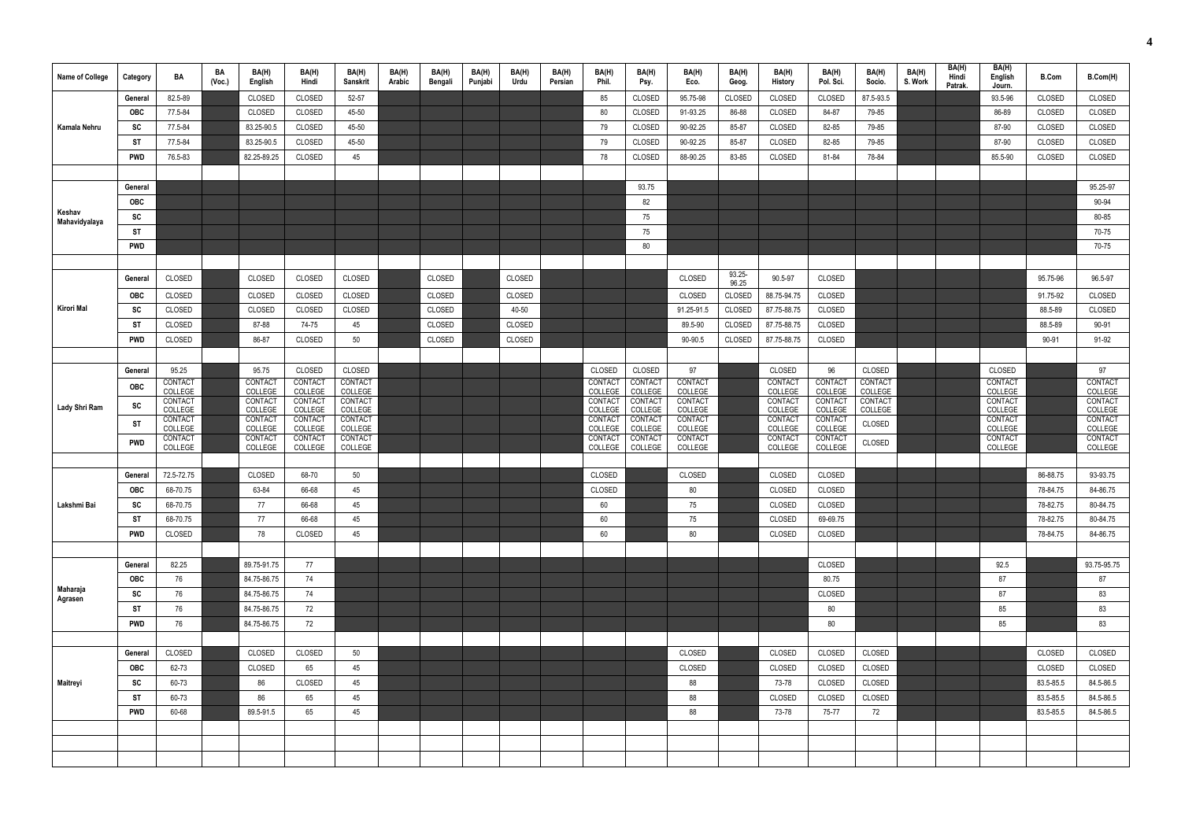| Name of College | Category | BA | BA (Voc.) | BA(H) English | BA(H) Hindi | BA(H) Sanskrit | BA(H) Arabic | BA(H) Bengali | BA(H) Punjabi | BA(H) Urdu | BA(H) Persian | BA(H) Phil. | BA(H) Psy. | BA(H) Eco. | BA(H) Geog. | BA(H) History | BA(H) Pol. Sci. | BA(H) Socio. | BA(H) S. Work | BA(H) Hindi Patrak. | BA(H) English Journ. | B.Com | B.Com(H) |
|---|---|---|---|---|---|---|---|---|---|---|---|---|---|---|---|---|---|---|---|---|---|---|---|
| Kamala Nehru | General | 82.5-89 | | CLOSED | CLOSED | 52-57 | | | | | | 85 | CLOSED | 95.75-98 | CLOSED | CLOSED | CLOSED | 87.5-93.5 | | | 93.5-96 | CLOSED | CLOSED |
| | OBC | 77.5-84 | | CLOSED | CLOSED | 45-50 | | | | | | 80 | CLOSED | 91-93.25 | 86-88 | CLOSED | 84-87 | 79-85 | | | 86-89 | CLOSED | CLOSED |
| | SC | 77.5-84 | | 83.25-90.5 | CLOSED | 45-50 | | | | | | 79 | CLOSED | 90-92.25 | 85-87 | CLOSED | 82-85 | 79-85 | | | 87-90 | CLOSED | CLOSED |
| | ST | 77.5-84 | | 83.25-90.5 | CLOSED | 45-50 | | | | | | 79 | CLOSED | 90-92.25 | 85-87 | CLOSED | 82-85 | 79-85 | | | 87-90 | CLOSED | CLOSED |
| | PWD | 76.5-83 | | 82.25-89.25 | CLOSED | 45 | | | | | | 78 | CLOSED | 88-90.25 | 83-85 | CLOSED | 81-84 | 78-84 | | | 85.5-90 | CLOSED | CLOSED |
| Keshav Mahavidyalaya | General | | | | | | | | | | | | 93.75 | | | | | | | | | | 95.25-97 |
| | OBC | | | | | | | | | | | | 82 | | | | | | | | | | 90-94 |
| | SC | | | | | | | | | | | | 75 | | | | | | | | | | 80-85 |
| | ST | | | | | | | | | | | | 75 | | | | | | | | | | 70-75 |
| | PWD | | | | | | | | | | | | 80 | | | | | | | | | | 70-75 |
| Kirori Mal | General | CLOSED | | CLOSED | CLOSED | CLOSED | | CLOSED | | CLOSED | | | | CLOSED | 93.25-96.25 | 90.5-97 | CLOSED | | | | | 95.75-96 | 96.5-97 |
| | OBC | CLOSED | | CLOSED | CLOSED | CLOSED | | CLOSED | | CLOSED | | | | CLOSED | CLOSED | 88.75-94.75 | CLOSED | | | | | 91.75-92 | CLOSED |
| | SC | CLOSED | | CLOSED | CLOSED | CLOSED | | CLOSED | | 40-50 | | | | 91.25-91.5 | CLOSED | 87.75-88.75 | CLOSED | | | | | 88.5-89 | CLOSED |
| | ST | CLOSED | | 87-88 | 74-75 | 45 | | CLOSED | | CLOSED | | | | 89.5-90 | CLOSED | 87.75-88.75 | CLOSED | | | | | 88.5-89 | 90-91 |
| | PWD | CLOSED | | 86-87 | CLOSED | 50 | | CLOSED | | CLOSED | | | | 90-90.5 | CLOSED | 87.75-88.75 | CLOSED | | | | | 90-91 | 91-92 |
| Lady Shri Ram | General | 95.25 | | 95.75 | CLOSED | CLOSED | | | | | | CLOSED | CLOSED | 97 | | CLOSED | 96 | CLOSED | | | CLOSED | | 97 |
| | OBC | CONTACT COLLEGE | | CONTACT COLLEGE | CONTACT COLLEGE | CONTACT COLLEGE | | | | | | CONTACT COLLEGE | CONTACT COLLEGE | CONTACT COLLEGE | | CONTACT COLLEGE | CONTACT COLLEGE | CONTACT COLLEGE | | | CONTACT COLLEGE | | CONTACT COLLEGE |
| | SC | CONTACT COLLEGE | | CONTACT COLLEGE | CONTACT COLLEGE | CONTACT COLLEGE | | | | | | CONTACT COLLEGE | CONTACT COLLEGE | CONTACT COLLEGE | | CONTACT COLLEGE | CONTACT COLLEGE | CONTACT COLLEGE | | | CONTACT COLLEGE | | CONTACT COLLEGE |
| | ST | CONTACT COLLEGE | | CONTACT COLLEGE | CONTACT COLLEGE | CONTACT COLLEGE | | | | | | CONTACT COLLEGE | CONTACT COLLEGE | CONTACT COLLEGE | | CONTACT COLLEGE | CONTACT COLLEGE | CLOSED | | | CONTACT COLLEGE | | CONTACT COLLEGE |
| | PWD | CONTACT COLLEGE | | CONTACT COLLEGE | CONTACT COLLEGE | CONTACT COLLEGE | | | | | | CONTACT COLLEGE | CONTACT COLLEGE | CONTACT COLLEGE | | CONTACT COLLEGE | CONTACT COLLEGE | CLOSED | | | CONTACT COLLEGE | | CONTACT COLLEGE |
| Lakshmi Bai | General | 72.5-72.75 | | CLOSED | 68-70 | 50 | | | | | | CLOSED | | CLOSED | | CLOSED | CLOSED | | | | | 86-88.75 | 93-93.75 |
| | OBC | 68-70.75 | | 63-84 | 66-68 | 45 | | | | | | CLOSED | | 80 | | CLOSED | CLOSED | | | | | 78-84.75 | 84-86.75 |
| | SC | 68-70.75 | | 77 | 66-68 | 45 | | | | | | 60 | | 75 | | CLOSED | CLOSED | | | | | 78-82.75 | 80-84.75 |
| | ST | 68-70.75 | | 77 | 66-68 | 45 | | | | | | 60 | | 75 | | CLOSED | 69-69.75 | | | | | 78-82.75 | 80-84.75 |
| | PWD | CLOSED | | 78 | CLOSED | 45 | | | | | | 60 | | 80 | | CLOSED | CLOSED | | | | | 78-84.75 | 84-86.75 |
| Maharaja Agrasen | General | 82.25 | | 89.75-91.75 | 77 | | | | | | | | | | | | CLOSED | | | | 92.5 | | 93.75-95.75 |
| | OBC | 76 | | 84.75-86.75 | 74 | | | | | | | | | | | | 80.75 | | | | 87 | | 87 |
| | SC | 76 | | 84.75-86.75 | 74 | | | | | | | | | | | | CLOSED | | | | 87 | | 83 |
| | ST | 76 | | 84.75-86.75 | 72 | | | | | | | | | | | | 80 | | | | 85 | | 83 |
| | PWD | 76 | | 84.75-86.75 | 72 | | | | | | | | | | | | 80 | | | | 85 | | 83 |
| Maitreyi | General | CLOSED | | CLOSED | CLOSED | 50 | | | | | | | | CLOSED | | CLOSED | CLOSED | CLOSED | | | | CLOSED | CLOSED |
| | OBC | 62-73 | | CLOSED | 65 | 45 | | | | | | | | CLOSED | | CLOSED | CLOSED | CLOSED | | | | CLOSED | CLOSED |
| | SC | 60-73 | | 86 | CLOSED | 45 | | | | | | | | 88 | | 73-78 | CLOSED | CLOSED | | | | 83.5-85.5 | 84.5-86.5 |
| | ST | 60-73 | | 86 | 65 | 45 | | | | | | | | 88 | | CLOSED | CLOSED | CLOSED | | | | 83.5-85.5 | 84.5-86.5 |
| | PWD | 60-68 | | 89.5-91.5 | 65 | 45 | | | | | | | | 88 | | 73-78 | 75-77 | 72 | | | | 83.5-85.5 | 84.5-86.5 |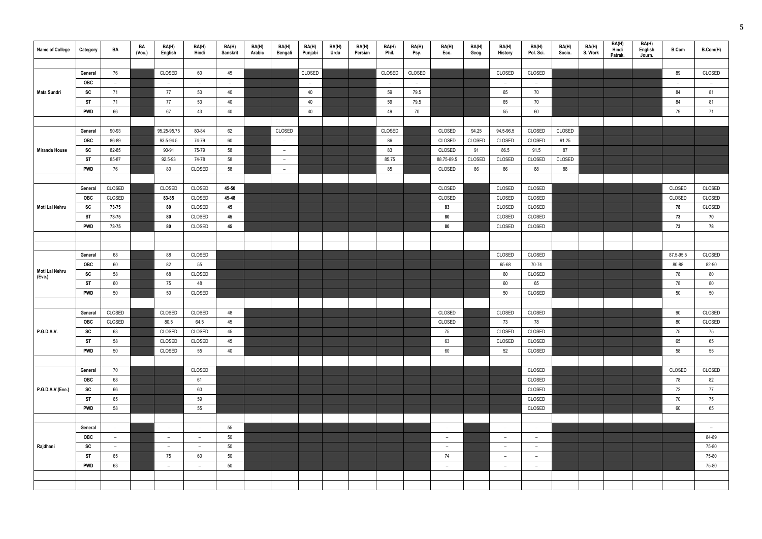| Name of College | Category | BA | BA (Voc.) | BA(H) English | BA(H) Hindi | BA(H) Sanskrit | BA(H) Arabic | BA(H) Bengali | BA(H) Punjabi | BA(H) Urdu | BA(H) Persian | BA(H) Phil. | BA(H) Psy. | BA(H) Eco. | BA(H) Geog. | BA(H) History | BA(H) Pol. Sci. | BA(H) Socio. | BA(H) S. Work | BA(H) Hindi Patrak. | BA(H) English Journ. | B.Com | B.Com(H) |
|---|---|---|---|---|---|---|---|---|---|---|---|---|---|---|---|---|---|---|---|---|---|---|---|
| Mata Sundri | General | 76 | | CLOSED | 60 | 45 | | | CLOSED | | | CLOSED | CLOSED | | | CLOSED | CLOSED | | | | | 89 | CLOSED |
| | OBC | – | | – | – | – | | | – | | | – | – | | | – | – | | | | | – | – |
| | SC | 71 | | 77 | 53 | 40 | | | 40 | | | 59 | 79.5 | | | 65 | 70 | | | | | 84 | 81 |
| | ST | 71 | | 77 | 53 | 40 | | | 40 | | | 59 | 79.5 | | | 65 | 70 | | | | | 84 | 81 |
| | PWD | 66 | | 67 | 43 | 40 | | | 40 | | | 49 | 70 | | | 55 | 60 | | | | | 79 | 71 |
| Miranda House | General | 90-93 | | 95.25-95.75 | 80-84 | 62 | | CLOSED | | | | CLOSED | | CLOSED | 94.25 | 94.5-96.5 | CLOSED | CLOSED | | | | | |
| | OBC | 86-89 | | 93.5-94.5 | 74-79 | 60 | | – | | | | 86 | | CLOSED | CLOSED | CLOSED | CLOSED | 91.25 | | | | | |
| | SC | 82-85 | | 90-91 | 75-79 | 58 | | – | | | | 83 | | CLOSED | 91 | 86.5 | 91.5 | 87 | | | | | |
| | ST | 85-87 | | 92.5-93 | 74-78 | 58 | | – | | | | 85.75 | | 88.75-89.5 | CLOSED | CLOSED | CLOSED | CLOSED | | | | | |
| | PWD | 76 | | 80 | CLOSED | 58 | | – | | | | 85 | | CLOSED | 86 | 86 | 88 | 88 | | | | | |
| Moti Lal Nehru | General | CLOSED | | CLOSED | CLOSED | 45-50 | | | | | | | | CLOSED | | CLOSED | CLOSED | | | | | CLOSED | CLOSED |
| | OBC | CLOSED | | 83-85 | CLOSED | 45-48 | | | | | | | | CLOSED | | CLOSED | CLOSED | | | | | CLOSED | CLOSED |
| | SC | 73-75 | | 80 | CLOSED | 45 | | | | | | | | 83 | | CLOSED | CLOSED | | | | | 78 | CLOSED |
| | ST | 73-75 | | 80 | CLOSED | 45 | | | | | | | | 80 | | CLOSED | CLOSED | | | | | 73 | 70 |
| | PWD | 73-75 | | 80 | CLOSED | 45 | | | | | | | | 80 | | CLOSED | CLOSED | | | | | 73 | 78 |
| Moti Lal Nehru (Eve.) | General | 68 | | 88 | CLOSED | | | | | | | | | | | CLOSED | CLOSED | | | | | 87.5-95.5 | CLOSED |
| | OBC | 60 | | 82 | 55 | | | | | | | | | | | 65-68 | 70-74 | | | | | 80-88 | 82-90 |
| | SC | 58 | | 68 | CLOSED | | | | | | | | | | | 60 | CLOSED | | | | | 78 | 80 |
| | ST | 60 | | 75 | 48 | | | | | | | | | | | 60 | 65 | | | | | 78 | 80 |
| | PWD | 50 | | 50 | CLOSED | | | | | | | | | | | 50 | CLOSED | | | | | 50 | 50 |
| P.G.D.A.V. | General | CLOSED | | CLOSED | CLOSED | 48 | | | | | | | | CLOSED | | CLOSED | CLOSED | | | | | 90 | CLOSED |
| | OBC | CLOSED | | 80.5 | 64.5 | 45 | | | | | | | | CLOSED | | 73 | 78 | | | | | 80 | CLOSED |
| | SC | 63 | | CLOSED | CLOSED | 45 | | | | | | | | 75 | | CLOSED | CLOSED | | | | | 75 | 75 |
| | ST | 58 | | CLOSED | CLOSED | 45 | | | | | | | | 63 | | CLOSED | CLOSED | | | | | 65 | 65 |
| | PWD | 50 | | CLOSED | 55 | 40 | | | | | | | | 60 | | 52 | CLOSED | | | | | 58 | 55 |
| P.G.D.A.V.(Eve.) | General | 70 | | | CLOSED | | | | | | | | | | | | CLOSED | | | | | CLOSED | CLOSED |
| | OBC | 68 | | | 61 | | | | | | | | | | | | CLOSED | | | | | 78 | 82 |
| | SC | 66 | | | 60 | | | | | | | | | | | | CLOSED | | | | | 72 | 77 |
| | ST | 65 | | | 59 | | | | | | | | | | | | CLOSED | | | | | 70 | 75 |
| | PWD | 58 | | | 55 | | | | | | | | | | | | CLOSED | | | | | 60 | 65 |
| Rajdhani | General | – | | – | – | 55 | | | | | | | | – | | – | – | | | | | | – |
| | OBC | – | | – | – | 50 | | | | | | | | – | | – | – | | | | | | 84-89 |
| | SC | – | | – | – | 50 | | | | | | | | – | | – | – | | | | | | 75-80 |
| | ST | 65 | | 75 | 60 | 50 | | | | | | | | 74 | | – | – | | | | | | 75-80 |
| | PWD | 63 | | – | – | 50 | | | | | | | | – | | – | – | | | | | | 75-80 |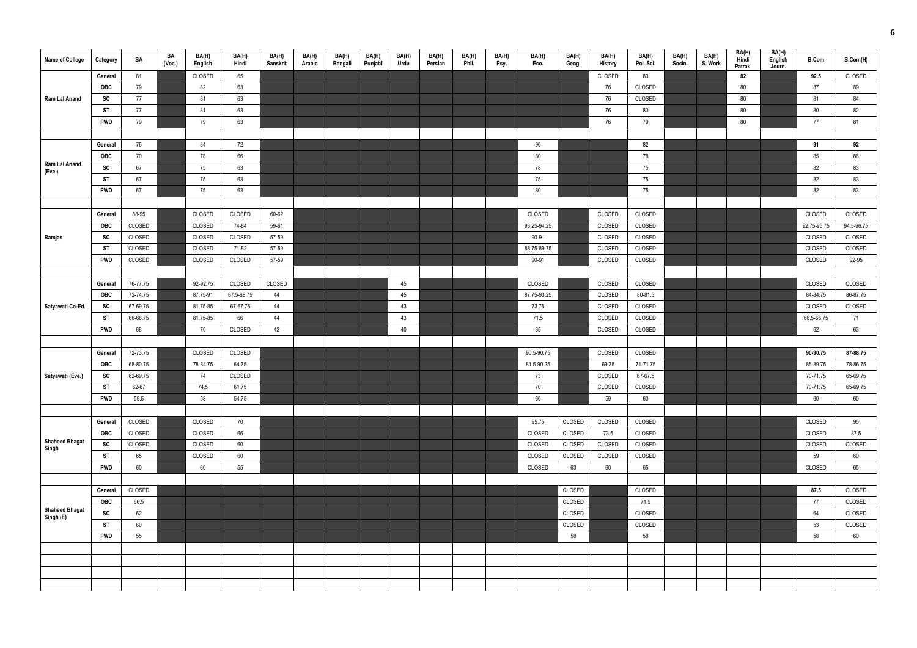| Name of College | Category | BA | BA (Voc.) | BA(H) English | BA(H) Hindi | BA(H) Sanskrit | BA(H) Arabic | BA(H) Bengali | BA(H) Punjabi | BA(H) Urdu | BA(H) Persian | BA(H) Phil. | BA(H) Psy. | BA(H) Eco. | BA(H) Geog. | BA(H) History | BA(H) Pol. Sci. | BA(H) Socio. | BA(H) S. Work | BA(H) Hindi Patrak. | BA(H) English Journ. | B.Com | B.Com(H) |
|---|---|---|---|---|---|---|---|---|---|---|---|---|---|---|---|---|---|---|---|---|---|---|---|
| Ram Lal Anand | General | 81 | | CLOSED | 65 | | | | | | | | | | | CLOSED | 83 | | | **82** | | **92.5** | CLOSED |
| | OBC | 79 | | 82 | 63 | | | | | | | | | | | 76 | CLOSED | | | 80 | | 87 | 89 |
| | SC | 77 | | 81 | 63 | | | | | | | | | | | 76 | CLOSED | | | 80 | | 81 | 84 |
| | ST | 77 | | 81 | 63 | | | | | | | | | | | 76 | 80 | | | 80 | | 80 | 82 |
| | PWD | 79 | | 79 | 63 | | | | | | | | | | | 76 | 79 | | | 80 | | 77 | 81 |
| | | | | | | | | | | | | | | | | | | | | | | | |
| Ram Lal Anand (Eve.) | General | 76 | | 84 | 72 | | | | | | | | | 90 | | | 82 | | | | | **91** | **92** |
| | OBC | 70 | | 78 | 66 | | | | | | | | | 80 | | | 78 | | | | | 85 | 86 |
| | SC | 67 | | 75 | 63 | | | | | | | | | 78 | | | 75 | | | | | 82 | 83 |
| | ST | 67 | | 75 | 63 | | | | | | | | | 75 | | | 75 | | | | | 82 | 83 |
| | PWD | 67 | | 75 | 63 | | | | | | | | | 80 | | | 75 | | | | | 82 | 83 |
| | | | | | | | | | | | | | | | | | | | | | | | |
| Ramjas | General | 88-95 | | CLOSED | CLOSED | 60-62 | | | | | | | | CLOSED | | CLOSED | CLOSED | | | | | CLOSED | CLOSED |
| | OBC | CLOSED | | CLOSED | 74-84 | 59-61 | | | | | | | | 93.25-94.25 | | CLOSED | CLOSED | | | | | 92.75-95.75 | 94.5-96.75 |
| | SC | CLOSED | | CLOSED | CLOSED | 57-59 | | | | | | | | 90-91 | | CLOSED | CLOSED | | | | | CLOSED | CLOSED |
| | ST | CLOSED | | CLOSED | 71-82 | 57-59 | | | | | | | | 88.75-89.75 | | CLOSED | CLOSED | | | | | CLOSED | CLOSED |
| | PWD | CLOSED | | CLOSED | CLOSED | 57-59 | | | | | | | | 90-91 | | CLOSED | CLOSED | | | | | CLOSED | 92-95 |
| | | | | | | | | | | | | | | | | | | | | | | | |
| Satyawati Co-Ed. | General | 76-77.75 | | 92-92.75 | CLOSED | CLOSED | | | | 45 | | | | CLOSED | | CLOSED | CLOSED | | | | | CLOSED | CLOSED |
| | OBC | 72-74.75 | | 87.75-91 | 67.5-68.75 | 44 | | | | 45 | | | | 87.75-93.25 | | CLOSED | 80-81.5 | | | | | 84-84.75 | 86-87.75 |
| | SC | 67-69.75 | | 81.75-85 | 67-67.75 | 44 | | | | 43 | | | | 73.75 | | CLOSED | CLOSED | | | | | CLOSED | CLOSED |
| | ST | 66-68.75 | | 81.75-85 | 66 | 44 | | | | 43 | | | | 71.5 | | CLOSED | CLOSED | | | | | 66.5-66.75 | 71 |
| | PWD | 68 | | 70 | CLOSED | 42 | | | | 40 | | | | 65 | | CLOSED | CLOSED | | | | | 62 | 63 |
| | | | | | | | | | | | | | | | | | | | | | | | |
| Satyawati (Eve.) | General | 72-73.75 | | CLOSED | CLOSED | | | | | | | | | 90.5-90.75 | | CLOSED | CLOSED | | | | | **90-90.75** | **87-88.75** |
| | OBC | 68-80.75 | | 78-84.75 | 64.75 | | | | | | | | | 81.5-90.25 | | 69.75 | 71-71.75 | | | | | 85-89.75 | 78-86.75 |
| | SC | 62-69.75 | | 74 | CLOSED | | | | | | | | | 73 | | CLOSED | 67-67.5 | | | | | 70-71.75 | 65-69.75 |
| | ST | 62-67 | | 74.5 | 61.75 | | | | | | | | | 70 | | CLOSED | CLOSED | | | | | 70-71.75 | 65-69.75 |
| | PWD | 59.5 | | 58 | 54.75 | | | | | | | | | 60 | | 59 | 60 | | | | | 60 | 60 |
| | | | | | | | | | | | | | | | | | | | | | | | |
| Shaheed Bhagat Singh | General | CLOSED | | CLOSED | 70 | | | | | | | | | 95.75 | CLOSED | CLOSED | CLOSED | | | | | CLOSED | 95 |
| | OBC | CLOSED | | CLOSED | 66 | | | | | | | | | CLOSED | CLOSED | 73.5 | CLOSED | | | | | CLOSED | 87.5 |
| | SC | CLOSED | | CLOSED | 60 | | | | | | | | | CLOSED | CLOSED | CLOSED | CLOSED | | | | | CLOSED | CLOSED |
| | ST | 65 | | CLOSED | 60 | | | | | | | | | CLOSED | CLOSED | CLOSED | CLOSED | | | | | 59 | 60 |
| | PWD | 60 | | 60 | 55 | | | | | | | | | CLOSED | 63 | 60 | 65 | | | | | CLOSED | 65 |
| | | | | | | | | | | | | | | | | | | | | | | | |
| Shaheed Bhagat Singh (E) | General | CLOSED | | | | | | | | | | | | | CLOSED | | CLOSED | | | | | **87.5** | CLOSED |
| | OBC | 66.5 | | | | | | | | | | | | | CLOSED | | 71.5 | | | | | 77 | CLOSED |
| | SC | 62 | | | | | | | | | | | | | CLOSED | | CLOSED | | | | | 64 | CLOSED |
| | ST | 60 | | | | | | | | | | | | | CLOSED | | CLOSED | | | | | 53 | CLOSED |
| | PWD | 55 | | | | | | | | | | | | | 58 | | 58 | | | | | 58 | 60 |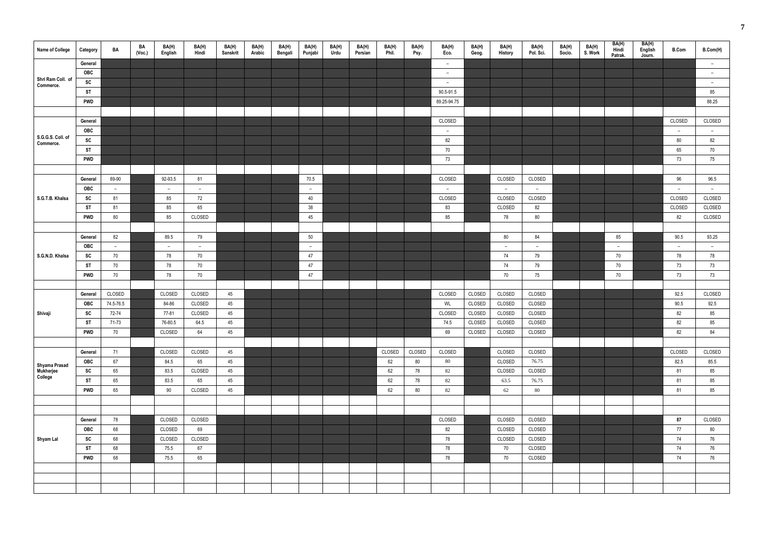| Name of College | Category | BA | BA (Voc.) | BA(H) English | BA(H) Hindi | BA(H) Sanskrit | BA(H) Arabic | BA(H) Bengali | BA(H) Punjabi | BA(H) Urdu | BA(H) Persian | BA(H) Phil. | BA(H) Psy. | BA(H) Eco. | BA(H) Geog. | BA(H) History | BA(H) Pol. Sci. | BA(H) Socio. | BA(H) S. Work | BA(H) Hindi Patrak. | BA(H) English Journ. | B.Com | B.Com(H) |
|---|---|---|---|---|---|---|---|---|---|---|---|---|---|---|---|---|---|---|---|---|---|---|---|
| Shri Ram Coll. of Commerce. | General | | | | | | | | | | | | | – | | | | | | | | | – |
| | OBC | | | | | | | | | | | | | – | | | | | | | | | – |
| | SC | | | | | | | | | | | | | – | | | | | | | | | – |
| | ST | | | | | | | | | | | | | 90.5-91.5 | | | | | | | | | 85 |
| | PWD | | | | | | | | | | | | | 89.25-94.75 | | | | | | | | | 88.25 |
| S.G.G.S. Coll. of Commerce. | General | | | | | | | | | | | | | CLOSED | | | | | | | | CLOSED | CLOSED |
| | OBC | | | | | | | | | | | | | – | | | | | | | | – | – |
| | SC | | | | | | | | | | | | | 82 | | | | | | | | 80 | 82 |
| | ST | | | | | | | | | | | | | 70 | | | | | | | | 65 | 70 |
| | PWD | | | | | | | | | | | | | 73 | | | | | | | | 73 | 75 |
| S.G.T.B. Khalsa | General | 89-90 | | 92-93.5 | 81 | | | | 70.5 | | | | | CLOSED | | CLOSED | CLOSED | | | | | 96 | 96.5 |
| | OBC | – | | – | – | | | | – | | | | | – | | – | – | | | | | – | – |
| | SC | 81 | | 85 | 72 | | | | 40 | | | | | CLOSED | | CLOSED | CLOSED | | | | | CLOSED | CLOSED |
| | ST | 81 | | 85 | 65 | | | | 38 | | | | | 83 | | CLOSED | 82 | | | | | CLOSED | CLOSED |
| | PWD | 80 | | 85 | CLOSED | | | | 45 | | | | | 85 | | 78 | 80 | | | | | 82 | CLOSED |
| S.G.N.D. Khalsa | General | 82 | | 89.5 | 79 | | | | 50 | | | | | | | 80 | 84 | | | 85 | | 90.5 | 93.25 |
| | OBC | – | | – | – | | | | – | | | | | | | – | – | | | – | | – | – |
| | SC | 70 | | 78 | 70 | | | | 47 | | | | | | | 74 | 79 | | | 70 | | 78 | 78 |
| | ST | 70 | | 78 | 70 | | | | 47 | | | | | | | 74 | 79 | | | 70 | | 73 | 73 |
| | PWD | 70 | | 78 | 70 | | | | 47 | | | | | | | 70 | 75 | | | 70 | | 73 | 73 |
| Shivaji | General | CLOSED | | CLOSED | CLOSED | 45 | | | | | | | | CLOSED | CLOSED | CLOSED | CLOSED | | | | | 92.5 | CLOSED |
| | OBC | 74.5-76.5 | | 84-86 | CLOSED | 45 | | | | | | | | WL | CLOSED | CLOSED | CLOSED | | | | | 90.5 | 92.5 |
| | SC | 72-74 | | 77-81 | CLOSED | 45 | | | | | | | | CLOSED | CLOSED | CLOSED | CLOSED | | | | | 82 | 85 |
| | ST | 71-73 | | 76-80.5 | 64.5 | 45 | | | | | | | | 74.5 | CLOSED | CLOSED | CLOSED | | | | | 82 | 85 |
| | PWD | 70 | | CLOSED | 64 | 45 | | | | | | | | 69 | CLOSED | CLOSED | CLOSED | | | | | 82 | 84 |
| Shyama Prasad Mukherjee College | General | 71 | | CLOSED | CLOSED | 45 | | | | | | CLOSED | CLOSED | CLOSED | | CLOSED | CLOSED | | | | | CLOSED | CLOSED |
| | OBC | 67 | | 84.5 | 65 | 45 | | | | | | 62 | 80 | 80 | | CLOSED | 76.75 | | | | | 82.5 | 85.5 |
| | SC | 65 | | 83.5 | CLOSED | 45 | | | | | | 62 | 78 | 82 | | CLOSED | CLOSED | | | | | 81 | 85 |
| | ST | 65 | | 83.5 | 65 | 45 | | | | | | 62 | 78 | 82 | | 63.5 | 76.75 | | | | | 81 | 85 |
| | PWD | 65 | | 90 | CLOSED | 45 | | | | | | 62 | 80 | 82 | | 62 | 80 | | | | | 81 | 85 |
| Shyam Lal | General | 78 | | CLOSED | CLOSED | | | | | | | | | CLOSED | | CLOSED | CLOSED | | | | | **87** | CLOSED |
| | OBC | 68 | | CLOSED | 69 | | | | | | | | | 82 | | CLOSED | CLOSED | | | | | 77 | 80 |
| | SC | 68 | | CLOSED | CLOSED | | | | | | | | | 78 | | CLOSED | CLOSED | | | | | 74 | 76 |
| | ST | 68 | | 75.5 | 67 | | | | | | | | | 78 | | 70 | CLOSED | | | | | 74 | 76 |
| | PWD | 68 | | 75.5 | 65 | | | | | | | | | 78 | | 70 | CLOSED | | | | | 74 | 76 |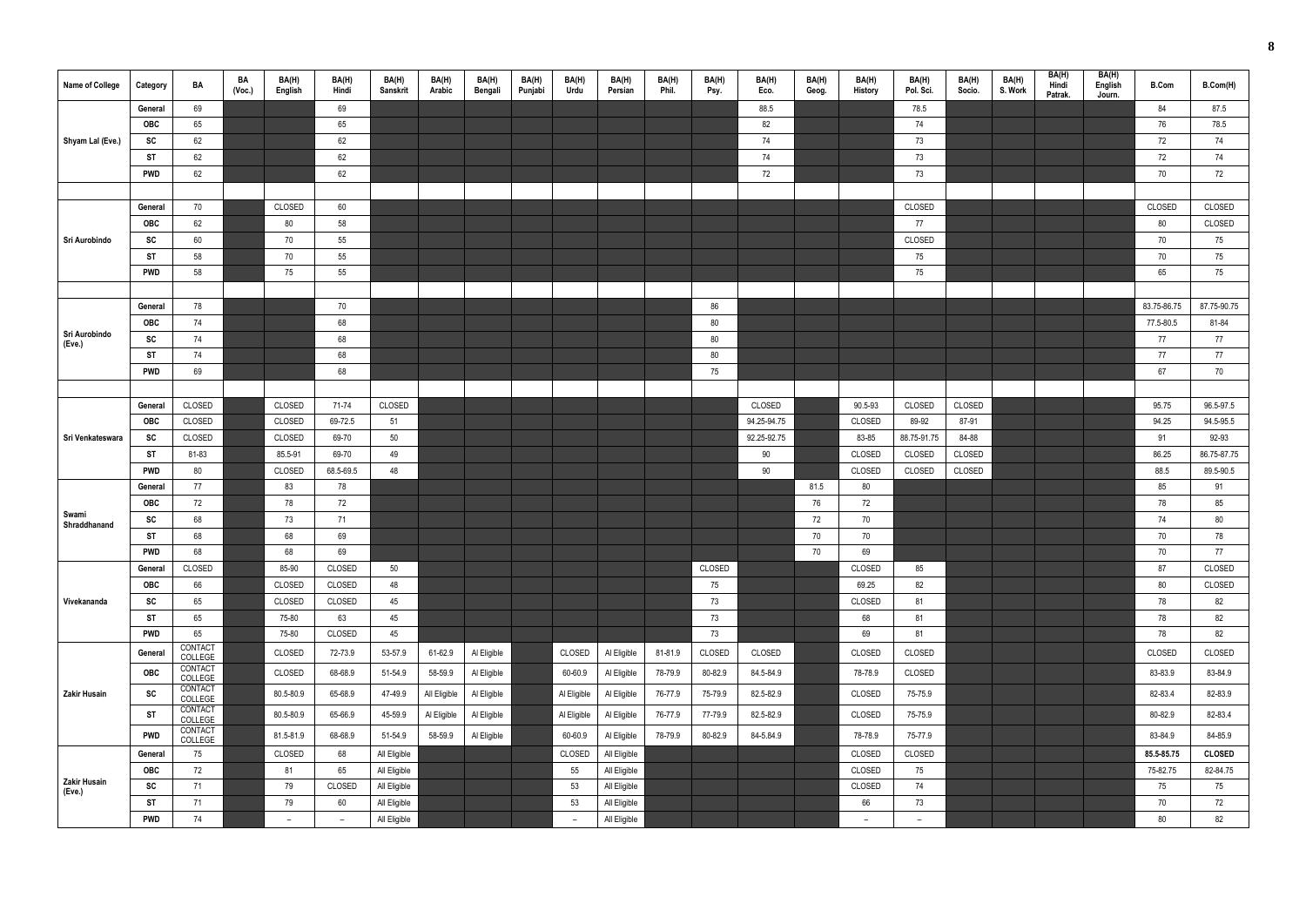| Name of College | Category | BA | BA (Voc.) | BA(H) English | BA(H) Hindi | BA(H) Sanskrit | BA(H) Arabic | BA(H) Bengali | BA(H) Punjabi | BA(H) Urdu | BA(H) Persian | BA(H) Phil. | BA(H) Psy. | BA(H) Eco. | BA(H) Geog. | BA(H) History | BA(H) Pol. Sci. | BA(H) Socio. | BA(H) S. Work | BA(H) Hindi Patrak. | BA(H) English Journ. | B.Com | B.Com(H) |
|---|---|---|---|---|---|---|---|---|---|---|---|---|---|---|---|---|---|---|---|---|---|---|---|
| Shyam Lal (Eve.) | General | 69 | | | 69 | | | | | | | | | 88.5 | | | 78.5 | | | | | 84 | 87.5 |
| | OBC | 65 | | | 65 | | | | | | | | | 82 | | | 74 | | | | | 76 | 78.5 |
| | SC | 62 | | | 62 | | | | | | | | | 74 | | | 73 | | | | | 72 | 74 |
| | ST | 62 | | | 62 | | | | | | | | | 74 | | | 73 | | | | | 72 | 74 |
| | PWD | 62 | | | 62 | | | | | | | | | 72 | | | 73 | | | | | 70 | 72 |
| Sri Aurobindo | General | 70 | | CLOSED | 60 | | | | | | | | | | | | CLOSED | | | | | CLOSED | CLOSED |
| | OBC | 62 | | 80 | 58 | | | | | | | | | | | | 77 | | | | | 80 | CLOSED |
| | SC | 60 | | 70 | 55 | | | | | | | | | | | | CLOSED | | | | | 70 | 75 |
| | ST | 58 | | 70 | 55 | | | | | | | | | | | | 75 | | | | | 70 | 75 |
| | PWD | 58 | | 75 | 55 | | | | | | | | | | | | 75 | | | | | 65 | 75 |
| Sri Aurobindo (Eve.) | General | 78 | | | 70 | | | | | | | | 86 | | | | | | | | | 83.75-86.75 | 87.75-90.75 |
| | OBC | 74 | | | 68 | | | | | | | | 80 | | | | | | | | | 77.5-80.5 | 81-84 |
| | SC | 74 | | | 68 | | | | | | | | 80 | | | | | | | | | 77 | 77 |
| | ST | 74 | | | 68 | | | | | | | | 80 | | | | | | | | | 77 | 77 |
| | PWD | 69 | | | 68 | | | | | | | | 75 | | | | | | | | | 67 | 70 |
| Sri Venkateswara | General | CLOSED | | CLOSED | 71-74 | CLOSED | | | | | | | | CLOSED | | 90.5-93 | CLOSED | CLOSED | | | | 95.75 | 96.5-97.5 |
| | OBC | CLOSED | | CLOSED | 69-72.5 | 51 | | | | | | | | 94.25-94.75 | | CLOSED | 89-92 | 87-91 | | | | 94.25 | 94.5-95.5 |
| | SC | CLOSED | | CLOSED | 69-70 | 50 | | | | | | | | 92.25-92.75 | | 83-85 | 88.75-91.75 | 84-88 | | | | 91 | 92-93 |
| | ST | 81-83 | | 85.5-91 | 69-70 | 49 | | | | | | | | 90 | | CLOSED | CLOSED | CLOSED | | | | 86.25 | 86.75-87.75 |
| | PWD | 80 | | CLOSED | 68.5-69.5 | 48 | | | | | | | | 90 | | CLOSED | CLOSED | CLOSED | | | | 88.5 | 89.5-90.5 |
| Swami Shraddhanand | General | 77 | | 83 | 78 | | | | | | | | | | 81.5 | 80 | | | | | | 85 | 91 |
| | OBC | 72 | | 78 | 72 | | | | | | | | | | 76 | 72 | | | | | | 78 | 85 |
| | SC | 68 | | 73 | 71 | | | | | | | | | | 72 | 70 | | | | | | 74 | 80 |
| | ST | 68 | | 68 | 69 | | | | | | | | | | 70 | 70 | | | | | | 70 | 78 |
| | PWD | 68 | | 68 | 69 | | | | | | | | | | 70 | 69 | | | | | | 70 | 77 |
| Vivekananda | General | CLOSED | | 85-90 | CLOSED | 50 | | | | | | | CLOSED | | | CLOSED | 85 | | | | | 87 | CLOSED |
| | OBC | 66 | | CLOSED | CLOSED | 48 | | | | | | | 75 | | | 69.25 | 82 | | | | | 80 | CLOSED |
| | SC | 65 | | CLOSED | CLOSED | 45 | | | | | | | 73 | | | CLOSED | 81 | | | | | 78 | 82 |
| | ST | 65 | | 75-80 | 63 | 45 | | | | | | | 73 | | | 68 | 81 | | | | | 78 | 82 |
| | PWD | 65 | | 75-80 | CLOSED | 45 | | | | | | | 73 | | | 69 | 81 | | | | | 78 | 82 |
| Zakir Husain | General | CONTACT COLLEGE | | CLOSED | 72-73.9 | 53-57.9 | 61-62.9 | Al Eligible | | CLOSED | Al Eligible | 81-81.9 | CLOSED | CLOSED | | CLOSED | CLOSED | | | | | CLOSED | CLOSED |
| | OBC | CONTACT COLLEGE | | CLOSED | 68-68.9 | 51-54.9 | 58-59.9 | Al Eligible | | 60-60.9 | Al Eligible | 78-79.9 | 80-82.9 | 84.5-84.9 | | 78-78.9 | CLOSED | | | | | 83-83.9 | 83-84.9 |
| | SC | CONTACT COLLEGE | | 80.5-80.9 | 65-68.9 | 47-49.9 | Al Eligible | Al Eligible | | Al Eligible | Al Eligible | 76-77.9 | 75-79.9 | 82.5-82.9 | | CLOSED | 75-75.9 | | | | | 82-83.4 | 82-83.9 |
| | ST | CONTACT COLLEGE | | 80.5-80.9 | 65-66.9 | 45-59.9 | Al Eligible | Al Eligible | | Al Eligible | Al Eligible | 76-77.9 | 77-79.9 | 82.5-82.9 | | CLOSED | 75-75.9 | | | | | 80-82.9 | 82-83.4 |
| | PWD | CONTACT COLLEGE | | 81.5-81.9 | 68-68.9 | 51-54.9 | 58-59.9 | Al Eligible | | 60-60.9 | Al Eligible | 78-79.9 | 80-82.9 | 84-5.84.9 | | 78-78.9 | 75-77.9 | | | | | 83-84.9 | 84-85.9 |
| Zakir Husain (Eve.) | General | 75 | | CLOSED | 68 | All Eligible | | | | CLOSED | All Eligible | | | | | CLOSED | CLOSED | | | | | **85.5-85.75** | **CLOSED** |
| | OBC | 72 | | 81 | 65 | All Eligible | | | | 55 | All Eligible | | | | | CLOSED | 75 | | | | | 75-82.75 | 82-84.75 |
| | SC | 71 | | 79 | CLOSED | All Eligible | | | | 53 | All Eligible | | | | | CLOSED | 74 | | | | | 75 | 75 |
| | ST | 71 | | 79 | 60 | All Eligible | | | | 53 | All Eligible | | | | | 66 | 73 | | | | | 70 | 72 |
| | PWD | 74 | | – | – | All Eligible | | | | – | All Eligible | | | | | – | – | | | | | 80 | 82 |